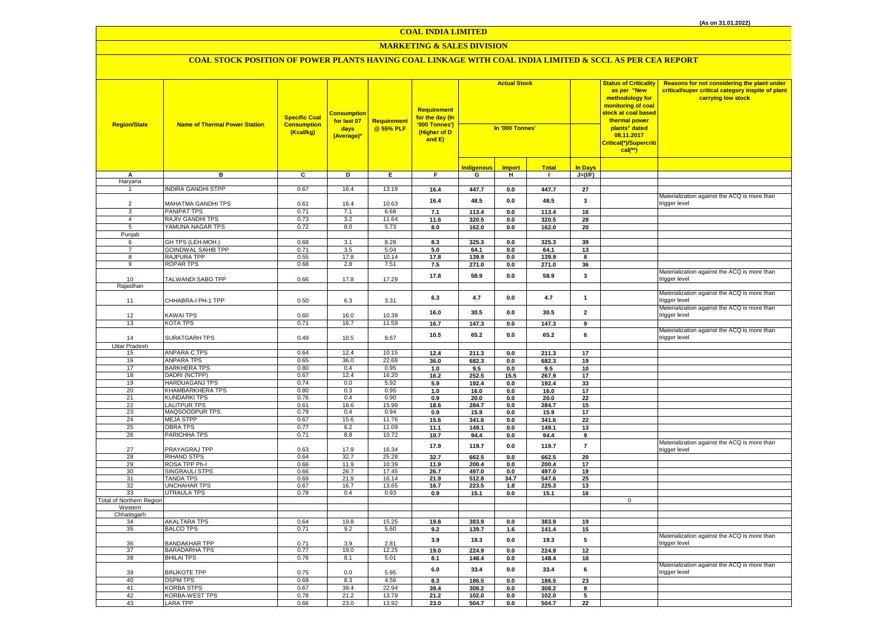(As on 31.01.2022)

# COAL INDIA LIMITED

## MARKETING & SALES DIVISION

### COAL STOCK POSITION OF POWER PLANTS HAVING COAL LINKAGE WITH COAL INDIA LIMITED & SCCL AS PER CEA REPORT

| Region/State | Name of Thermal Power Station | Specific Coal Consumption (Kcal/kg) | Consumption for last 07 days (Average)* | Requirement @ 55% PLF | Requirement for the day (In '000 Tonnes') (Higher of D and E) | Actual Stock In '000 Tonnes' | | | | Status of Criticality as per "New methodology for monitoring of coal stock at coal based thermal power plants" dated 08.11.2017 Critical(*)/Supercritical(**) | Reasons for not considering the plant under critical/super critical category inspite of plant carrying low stock |
|---|---|---|---|---|---|---|---|---|---|---|---|
| | | | | | | Indigenous | Import | Total | In Days | | |
| A | B | C | D | E | F | G | H | I | J=(I/F) | | |
| Haryana | | | | | | | | | | | |
| 1 | INDIRA GANDHI STPP | 0.67 | 16.4 | 13.19 | 16.4 | 447.7 | 0.0 | 447.7 | 27 | | |
| 2 | MAHATMA GANDHI TPS | 0.61 | 16.4 | 10.63 | 16.4 | 48.5 | 0.0 | 48.5 | 3 | | Materialization against the ACQ is more than trigger level |
| 3 | PANIPAT TPS | 0.71 | 7.1 | 6.68 | 7.1 | 113.4 | 0.0 | 113.4 | 16 | | |
| 4 | RAJIV GANDHI TPS | 0.73 | 3.2 | 11.64 | 11.6 | 320.5 | 0.0 | 320.5 | 28 | | |
| 5 | YAMUNA NAGAR TPS | 0.72 | 8.0 | 5.73 | 8.0 | 162.0 | 0.0 | 162.0 | 20 | | |
| Punjab | | | | | | | | | | | |
| 6 | GH TPS (LEH.MOH.) | 0.68 | 3.1 | 8.28 | 8.3 | 325.3 | 0.0 | 325.3 | 39 | | |
| 7 | GOINDWAL SAHIB TPP | 0.71 | 3.5 | 5.04 | 5.0 | 64.1 | 0.0 | 64.1 | 13 | | |
| 8 | RAJPURA TPP | 0.55 | 17.8 | 10.14 | 17.8 | 139.9 | 0.0 | 139.9 | 8 | | |
| 9 | ROPAR TPS | 0.68 | 2.8 | 7.51 | 7.5 | 271.0 | 0.0 | 271.0 | 36 | | |
| 10 | TALWANDI SABO TPP | 0.66 | 17.8 | 17.29 | 17.8 | 58.9 | 0.0 | 58.9 | 3 | | Materialization against the ACQ is more than trigger level |
| Rajasthan | | | | | | | | | | | |
| 11 | CHHABRA-I PH-1 TPP | 0.50 | 6.3 | 3.31 | 6.3 | 4.7 | 0.0 | 4.7 | 1 | | Materialization against the ACQ is more than trigger level |
| 12 | KAWAI TPS | 0.60 | 16.0 | 10.39 | 16.0 | 30.5 | 0.0 | 30.5 | 2 | | Materialization against the ACQ is more than trigger level |
| 13 | KOTA TPS | 0.71 | 16.7 | 11.59 | 16.7 | 147.3 | 0.0 | 147.3 | 9 | | |
| 14 | SURATGARH TPS | 0.49 | 10.5 | 9.67 | 10.5 | 65.2 | 0.0 | 65.2 | 6 | | Materialization against the ACQ is more than trigger level |
| Uttar Pradesh | | | | | | | | | | | |
| 15 | ANPARA C TPS | 0.64 | 12.4 | 10.15 | 12.4 | 211.3 | 0.0 | 211.3 | 17 | | |
| 16 | ANPARA TPS | 0.65 | 36.0 | 22.69 | 36.0 | 682.3 | 0.0 | 682.3 | 19 | | |
| 17 | BARKHERA TPS | 0.80 | 0.4 | 0.95 | 1.0 | 9.5 | 0.0 | 9.5 | 10 | | |
| 18 | DADRI (NCTPP) | 0.67 | 12.4 | 16.20 | 16.2 | 252.5 | 15.5 | 267.9 | 17 | | |
| 19 | HARDUAGANJ TPS | 0.74 | 0.0 | 5.92 | 5.9 | 192.4 | 0.0 | 192.4 | 33 | | |
| 20 | KHAMBARKHERA TPS | 0.80 | 0.3 | 0.95 | 1.0 | 16.0 | 0.0 | 16.0 | 17 | | |
| 21 | KUNDARKI TPS | 0.76 | 0.4 | 0.90 | 0.9 | 20.0 | 0.0 | 20.0 | 22 | | |
| 22 | LALITPUR TPS | 0.61 | 18.6 | 15.99 | 18.6 | 284.7 | 0.0 | 284.7 | 15 | | |
| 23 | MAQSOODPUR TPS | 0.79 | 0.4 | 0.94 | 0.9 | 15.9 | 0.0 | 15.9 | 17 | | |
| 24 | MEJA STPP | 0.67 | 15.6 | 11.76 | 15.6 | 341.6 | 0.0 | 341.6 | 22 | | |
| 25 | OBRA TPS | 0.77 | 6.2 | 11.09 | 11.1 | 149.1 | 0.0 | 149.1 | 13 | | |
| 26 | PARICHHA TPS | 0.71 | 8.8 | 10.72 | 10.7 | 94.4 | 0.0 | 94.4 | 9 | | |
| 27 | PRAYAGRAJ TPP | 0.63 | 17.9 | 16.34 | 17.9 | 119.7 | 0.0 | 119.7 | 7 | | Materialization against the ACQ is more than trigger level |
| 28 | RIHAND STPS | 0.64 | 32.7 | 25.28 | 32.7 | 662.5 | 0.0 | 662.5 | 20 | | |
| 29 | ROSA TPP Ph-I | 0.66 | 11.9 | 10.39 | 11.9 | 200.4 | 0.0 | 200.4 | 17 | | |
| 30 | SINGRAULI STPS | 0.66 | 26.7 | 17.45 | 26.7 | 497.0 | 0.0 | 497.0 | 19 | | |
| 31 | TANDA TPS | 0.69 | 21.9 | 16.14 | 21.9 | 512.8 | 34.7 | 547.6 | 25 | | |
| 32 | UNCHAHAR TPS | 0.67 | 16.7 | 13.65 | 16.7 | 223.5 | 1.8 | 225.3 | 13 | | |
| 33 | UTRAULA TPS | 0.78 | 0.4 | 0.93 | 0.9 | 15.1 | 0.0 | 15.1 | 16 | | |
| Total of Northern Region | | | | | | | | | | 0 | |
| Western | | | | | | | | | | | |
| Chhatisgarh | | | | | | | | | | | |
| 34 | AKALTARA TPS | 0.64 | 19.8 | 15.25 | 19.8 | 383.9 | 0.0 | 383.9 | 19 | | |
| 35 | BALCO TPS | 0.71 | 9.2 | 5.60 | 9.2 | 139.7 | 1.6 | 141.4 | 15 | | |
| 36 | BANDAKHAR TPP | 0.71 | 3.9 | 2.81 | 3.9 | 19.3 | 0.0 | 19.3 | 5 | | Materialization against the ACQ is more than trigger level |
| 37 | BARADARHA TPS | 0.77 | 19.0 | 12.25 | 19.0 | 224.9 | 0.0 | 224.9 | 12 | | |
| 38 | BHILAI TPS | 0.76 | 8.1 | 5.01 | 8.1 | 148.4 | 0.0 | 148.4 | 18 | | |
| 39 | BINJKOTE TPP | 0.75 | 0.0 | 5.95 | 6.0 | 33.4 | 0.0 | 33.4 | 6 | | Materialization against the ACQ is more than trigger level |
| 40 | DSPM TPS | 0.69 | 8.3 | 4.56 | 8.3 | 186.5 | 0.0 | 186.5 | 23 | | |
| 41 | KORBA STPS | 0.67 | 39.4 | 22.94 | 39.4 | 308.2 | 0.0 | 308.2 | 8 | | |
| 42 | KORBA-WEST TPS | 0.78 | 21.2 | 13.79 | 21.2 | 102.0 | 0.0 | 102.0 | 5 | | |
| 43 | LARA TPP | 0.66 | 23.0 | 13.92 | 23.0 | 504.7 | 0.0 | 504.7 | 22 | | |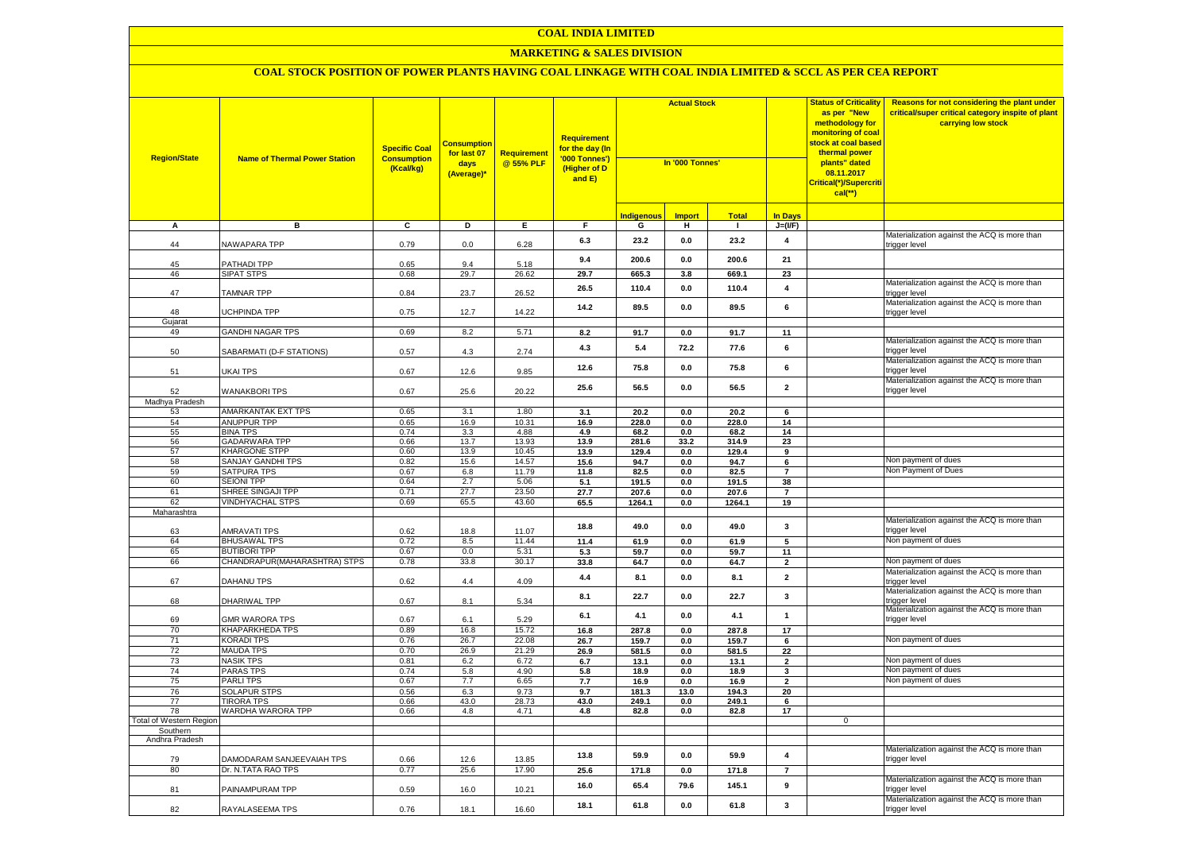# COAL INDIA LIMITED

## MARKETING & SALES DIVISION

### COAL STOCK POSITION OF POWER PLANTS HAVING COAL LINKAGE WITH COAL INDIA LIMITED & SCCL AS PER CEA REPORT

| Region/State | Name of Thermal Power Station | Specific Coal Consumption (Kcal/kg) | Consumption for last 07 days (Average)* | Requirement @ 55% PLF | Requirement for the day (In '000 Tonnes') (Higher of D and E) | Actual Stock In '000 Tonnes' | | | | Status of Criticality as per "New methodology for monitoring of coal stock at coal based thermal power plants" dated 08.11.2017 Critical(*)/Supercritical(**) | Reasons for not considering the plant under critical/super critical category inspite of plant carrying low stock |
|---|---|---|---|---|---|---|---|---|---|---|---|
| | | | | | | Indigenous | Import | Total | In Days | | |
| A | B | C | D | E | F | G | H | I | J=(I/F) | | |
| 44 | NAWAPARA TPP | 0.79 | 0.0 | 6.28 | 6.3 | 23.2 | 0.0 | 23.2 | 4 | | Materialization against the ACQ is more than trigger level |
| 45 | PATHADI TPP | 0.65 | 9.4 | 5.18 | 9.4 | 200.6 | 0.0 | 200.6 | 21 | | |
| 46 | SIPAT STPS | 0.68 | 29.7 | 26.62 | 29.7 | 665.3 | 3.8 | 669.1 | 23 | | |
| 47 | TAMNAR TPP | 0.84 | 23.7 | 26.52 | 26.5 | 110.4 | 0.0 | 110.4 | 4 | | Materialization against the ACQ is more than trigger level |
| 48 | UCHPINDA TPP | 0.75 | 12.7 | 14.22 | 14.2 | 89.5 | 0.0 | 89.5 | 6 | | Materialization against the ACQ is more than trigger level |
| Gujarat | | | | | | | | | | | |
| 49 | GANDHI NAGAR TPS | 0.69 | 8.2 | 5.71 | 8.2 | 91.7 | 0.0 | 91.7 | 11 | | |
| 50 | SABARMATI (D-F STATIONS) | 0.57 | 4.3 | 2.74 | 4.3 | 5.4 | 72.2 | 77.6 | 6 | | Materialization against the ACQ is more than trigger level |
| 51 | UKAI TPS | 0.67 | 12.6 | 9.85 | 12.6 | 75.8 | 0.0 | 75.8 | 6 | | Materialization against the ACQ is more than trigger level |
| 52 | WANAKBORI TPS | 0.67 | 25.6 | 20.22 | 25.6 | 56.5 | 0.0 | 56.5 | 2 | | Materialization against the ACQ is more than trigger level |
| Madhya Pradesh | | | | | | | | | | | |
| 53 | AMARKANTAK EXT TPS | 0.65 | 3.1 | 1.80 | 3.1 | 20.2 | 0.0 | 20.2 | 6 | | |
| 54 | ANUPPUR TPP | 0.65 | 16.9 | 10.31 | 16.9 | 228.0 | 0.0 | 228.0 | 14 | | |
| 55 | BINA TPS | 0.74 | 3.3 | 4.88 | 4.9 | 68.2 | 0.0 | 68.2 | 14 | | |
| 56 | GADARWARA TPP | 0.66 | 13.7 | 13.93 | 13.9 | 281.6 | 33.2 | 314.9 | 23 | | |
| 57 | KHARGONE STPP | 0.60 | 13.9 | 10.45 | 13.9 | 129.4 | 0.0 | 129.4 | 9 | | |
| 58 | SANJAY GANDHI TPS | 0.82 | 15.6 | 14.57 | 15.6 | 94.7 | 0.0 | 94.7 | 6 | | Non payment of dues |
| 59 | SATPURA TPS | 0.67 | 6.8 | 11.79 | 11.8 | 82.5 | 0.0 | 82.5 | 7 | | Non Payment of Dues |
| 60 | SEIONI TPP | 0.64 | 2.7 | 5.06 | 5.1 | 191.5 | 0.0 | 191.5 | 38 | | |
| 61 | SHREE SINGAJI TPP | 0.71 | 27.7 | 23.50 | 27.7 | 207.6 | 0.0 | 207.6 | 7 | | |
| 62 | VINDHYACHAL STPS | 0.69 | 65.5 | 43.60 | 65.5 | 1264.1 | 0.0 | 1264.1 | 19 | | |
| Maharashtra | | | | | | | | | | | |
| 63 | AMRAVATI TPS | 0.62 | 18.8 | 11.07 | 18.8 | 49.0 | 0.0 | 49.0 | 3 | | Materialization against the ACQ is more than trigger level |
| 64 | BHUSAWAL TPS | 0.72 | 8.5 | 11.44 | 11.4 | 61.9 | 0.0 | 61.9 | 5 | | Non payment of dues |
| 65 | BUTIBORI TPP | 0.67 | 0.0 | 5.31 | 5.3 | 59.7 | 0.0 | 59.7 | 11 | | |
| 66 | CHANDRAPUR(MAHARASHTRA) STPS | 0.78 | 33.8 | 30.17 | 33.8 | 64.7 | 0.0 | 64.7 | 2 | | Non payment of dues |
| 67 | DAHANU TPS | 0.62 | 4.4 | 4.09 | 4.4 | 8.1 | 0.0 | 8.1 | 2 | | Materialization against the ACQ is more than trigger level |
| 68 | DHARIWAL TPP | 0.67 | 8.1 | 5.34 | 8.1 | 22.7 | 0.0 | 22.7 | 3 | | Materialization against the ACQ is more than trigger level |
| 69 | GMR WARORA TPS | 0.67 | 6.1 | 5.29 | 6.1 | 4.1 | 0.0 | 4.1 | 1 | | Materialization against the ACQ is more than trigger level |
| 70 | KHAPARKHEDA TPS | 0.89 | 16.8 | 15.72 | 16.8 | 287.8 | 0.0 | 287.8 | 17 | | |
| 71 | KORADI TPS | 0.76 | 26.7 | 22.08 | 26.7 | 159.7 | 0.0 | 159.7 | 6 | | Non payment of dues |
| 72 | MAUDA TPS | 0.70 | 26.9 | 21.29 | 26.9 | 581.5 | 0.0 | 581.5 | 22 | | |
| 73 | NASIK TPS | 0.81 | 6.2 | 6.72 | 6.7 | 13.1 | 0.0 | 13.1 | 2 | | Non payment of dues |
| 74 | PARAS TPS | 0.74 | 5.8 | 4.90 | 5.8 | 18.9 | 0.0 | 18.9 | 3 | | Non payment of dues |
| 75 | PARLI TPS | 0.67 | 7.7 | 6.65 | 7.7 | 16.9 | 0.0 | 16.9 | 2 | | Non payment of dues |
| 76 | SOLAPUR STPS | 0.56 | 6.3 | 9.73 | 9.7 | 181.3 | 13.0 | 194.3 | 20 | | |
| 77 | TIRORA TPS | 0.66 | 43.0 | 28.73 | 43.0 | 249.1 | 0.0 | 249.1 | 6 | | |
| 78 | WARDHA WARORA TPP | 0.66 | 4.8 | 4.71 | 4.8 | 82.8 | 0.0 | 82.8 | 17 | | |
| Total of Western Region | | | | | | | | | | 0 | |
| Southern | | | | | | | | | | | |
| Andhra Pradesh | | | | | | | | | | | |
| 79 | DAMODARAM SANJEEVAIAH TPS | 0.66 | 12.6 | 13.85 | 13.8 | 59.9 | 0.0 | 59.9 | 4 | | Materialization against the ACQ is more than trigger level |
| 80 | Dr. N.TATA RAO TPS | 0.77 | 25.6 | 17.90 | 25.6 | 171.8 | 0.0 | 171.8 | 7 | | |
| 81 | PAINAMPURAM TPP | 0.59 | 16.0 | 10.21 | 16.0 | 65.4 | 79.6 | 145.1 | 9 | | Materialization against the ACQ is more than trigger level |
| 82 | RAYALASEEMA TPS | 0.76 | 18.1 | 16.60 | 18.1 | 61.8 | 0.0 | 61.8 | 3 | | Materialization against the ACQ is more than trigger level |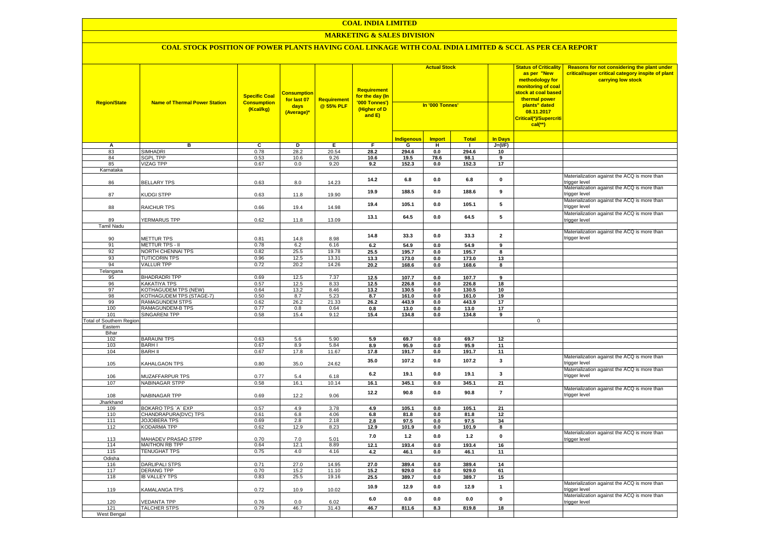# COAL INDIA LIMITED

## MARKETING & SALES DIVISION

### COAL STOCK POSITION OF POWER PLANTS HAVING COAL LINKAGE WITH COAL INDIA LIMITED & SCCL AS PER CEA REPORT

| Region/State | Name of Thermal Power Station | Specific Coal Consumption (Kcal/kg) | Consumption for last 07 days (Average)* | Requirement @ 55% PLF | Requirement for the day (In '000 Tonnes') (Higher of D and E) | Actual Stock In '000 Tonnes' | | | | Status of Criticality as per "New methodology for monitoring of coal stock at coal based thermal power plants" dated 08.11.2017 Critical(*)/Supercritical(**) | Reasons for not considering the plant under critical/super critical category inspite of plant carrying low stock |
|---|---|---|---|---|---|---|---|---|---|---|---|
| | | | | | | Indigenous | Import | Total | In Days | | |
| A | B | C | D | E | F | G | H | I | J=(I/F) | | |
| 83 | SIMHADRI | 0.78 | 28.2 | 20.54 | 28.2 | 294.6 | 0.0 | 294.6 | 10 | | |
| 84 | SGPL TPP | 0.53 | 10.6 | 9.26 | 10.6 | 19.5 | 78.6 | 98.1 | 9 | | |
| 85 | VIZAG TPP | 0.67 | 0.0 | 9.20 | 9.2 | 152.3 | 0.0 | 152.3 | 17 | | |
| Karnataka | | | | | | | | | | | |
| 86 | BELLARY TPS | 0.63 | 8.0 | 14.23 | 14.2 | 6.8 | 0.0 | 6.8 | 0 | | Materialization against the ACQ is more than trigger level |
| 87 | KUDGI STPP | 0.63 | 11.8 | 19.90 | 19.9 | 188.5 | 0.0 | 188.6 | 9 | | Materialization against the ACQ is more than trigger level |
| 88 | RAICHUR TPS | 0.66 | 19.4 | 14.98 | 19.4 | 105.1 | 0.0 | 105.1 | 5 | | Materialization against the ACQ is more than trigger level |
| 89 | YERMARUS TPP | 0.62 | 11.8 | 13.09 | 13.1 | 64.5 | 0.0 | 64.5 | 5 | | Materialization against the ACQ is more than trigger level |
| Tamil Nadu | | | | | | | | | | | |
| 90 | METTUR TPS | 0.81 | 14.8 | 8.98 | 14.8 | 33.3 | 0.0 | 33.3 | 2 | | Materialization against the ACQ is more than trigger level |
| 91 | METTUR TPS - II | 0.78 | 6.2 | 6.16 | 6.2 | 54.9 | 0.0 | 54.9 | 9 | | |
| 92 | NORTH CHENNAI TPS | 0.82 | 25.5 | 19.78 | 25.5 | 195.7 | 0.0 | 195.7 | 8 | | |
| 93 | TUTICORIN TPS | 0.96 | 12.5 | 13.31 | 13.3 | 173.0 | 0.0 | 173.0 | 13 | | |
| 94 | VALLUR TPP | 0.72 | 20.2 | 14.26 | 20.2 | 168.6 | 0.0 | 168.6 | 8 | | |
| Telangana | | | | | | | | | | | |
| 95 | BHADRADRI TPP | 0.69 | 12.5 | 7.37 | 12.5 | 107.7 | 0.0 | 107.7 | 9 | | |
| 96 | KAKATIYA TPS | 0.57 | 12.5 | 8.33 | 12.5 | 226.8 | 0.0 | 226.8 | 18 | | |
| 97 | KOTHAGUDEM TPS (NEW) | 0.64 | 13.2 | 8.46 | 13.2 | 130.5 | 0.0 | 130.5 | 10 | | |
| 98 | KOTHAGUDEM TPS (STAGE-7) | 0.50 | 8.7 | 5.23 | 8.7 | 161.0 | 0.0 | 161.0 | 19 | | |
| 99 | RAMAGUNDEM STPS | 0.62 | 26.2 | 21.33 | 26.2 | 443.9 | 0.0 | 443.9 | 17 | | |
| 100 | RAMAGUNDEM-B TPS | 0.77 | 0.8 | 0.64 | 0.8 | 13.0 | 0.0 | 13.0 | 17 | | |
| 101 | SINGARENI TPP | 0.58 | 15.4 | 9.12 | 15.4 | 134.8 | 0.0 | 134.8 | 9 | | |
| Total of Southern Region | | | | | | | | | | 0 | |
| Eastern | | | | | | | | | | | |
| Bihar | | | | | | | | | | | |
| 102 | BARAUNI TPS | 0.63 | 5.6 | 5.90 | 5.9 | 69.7 | 0.0 | 69.7 | 12 | | |
| 103 | BARH I | 0.67 | 8.9 | 5.84 | 8.9 | 95.9 | 0.0 | 95.9 | 11 | | |
| 104 | BARH II | 0.67 | 17.8 | 11.67 | 17.8 | 191.7 | 0.0 | 191.7 | 11 | | |
| 105 | KAHALGAON TPS | 0.80 | 35.0 | 24.62 | 35.0 | 107.2 | 0.0 | 107.2 | 3 | | Materialization against the ACQ is more than trigger level |
| 106 | MUZAFFARPUR TPS | 0.77 | 5.4 | 6.18 | 6.2 | 19.1 | 0.0 | 19.1 | 3 | | Materialization against the ACQ is more than trigger level |
| 107 | NABINAGAR STPP | 0.58 | 16.1 | 10.14 | 16.1 | 345.1 | 0.0 | 345.1 | 21 | | |
| 108 | NABINAGAR TPP | 0.69 | 12.2 | 9.06 | 12.2 | 90.8 | 0.0 | 90.8 | 7 | | Materialization against the ACQ is more than trigger level |
| Jharkhand | | | | | | | | | | | |
| 109 | BOKARO TPS `A` EXP | 0.57 | 4.9 | 3.78 | 4.9 | 105.1 | 0.0 | 105.1 | 21 | | |
| 110 | CHANDRAPURA(DVC) TPS | 0.61 | 6.8 | 4.06 | 6.8 | 81.8 | 0.0 | 81.8 | 12 | | |
| 111 | JOJOBERA TPS | 0.69 | 2.8 | 2.18 | 2.8 | 97.5 | 0.0 | 97.5 | 34 | | |
| 112 | KODARMA TPP | 0.62 | 12.9 | 8.23 | 12.9 | 101.9 | 0.0 | 101.9 | 8 | | |
| 113 | MAHADEV PRASAD STPP | 0.70 | 7.0 | 5.01 | 7.0 | 1.2 | 0.0 | 1.2 | 0 | | Materialization against the ACQ is more than trigger level |
| 114 | MAITHON RB TPP | 0.64 | 12.1 | 8.89 | 12.1 | 193.4 | 0.0 | 193.4 | 16 | | |
| 115 | TENUGHAT TPS | 0.75 | 4.0 | 4.16 | 4.2 | 46.1 | 0.0 | 46.1 | 11 | | |
| Odisha | | | | | | | | | | | |
| 116 | DARLIPALI STPS | 0.71 | 27.0 | 14.95 | 27.0 | 389.4 | 0.0 | 389.4 | 14 | | |
| 117 | DERANG TPP | 0.70 | 15.2 | 11.10 | 15.2 | 929.0 | 0.0 | 929.0 | 61 | | |
| 118 | IB VALLEY TPS | 0.83 | 25.5 | 19.16 | 25.5 | 389.7 | 0.0 | 389.7 | 15 | | |
| 119 | KAMALANGA TPS | 0.72 | 10.9 | 10.02 | 10.9 | 12.9 | 0.0 | 12.9 | 1 | | Materialization against the ACQ is more than trigger level |
| 120 | VEDANTA TPP | 0.76 | 0.0 | 6.02 | 6.0 | 0.0 | 0.0 | 0.0 | 0 | | Materialization against the ACQ is more than trigger level |
| 121 | TALCHER STPS | 0.79 | 46.7 | 31.43 | 46.7 | 811.6 | 8.3 | 819.8 | 18 | | |
| West Bengal | | | | | | | | | | | |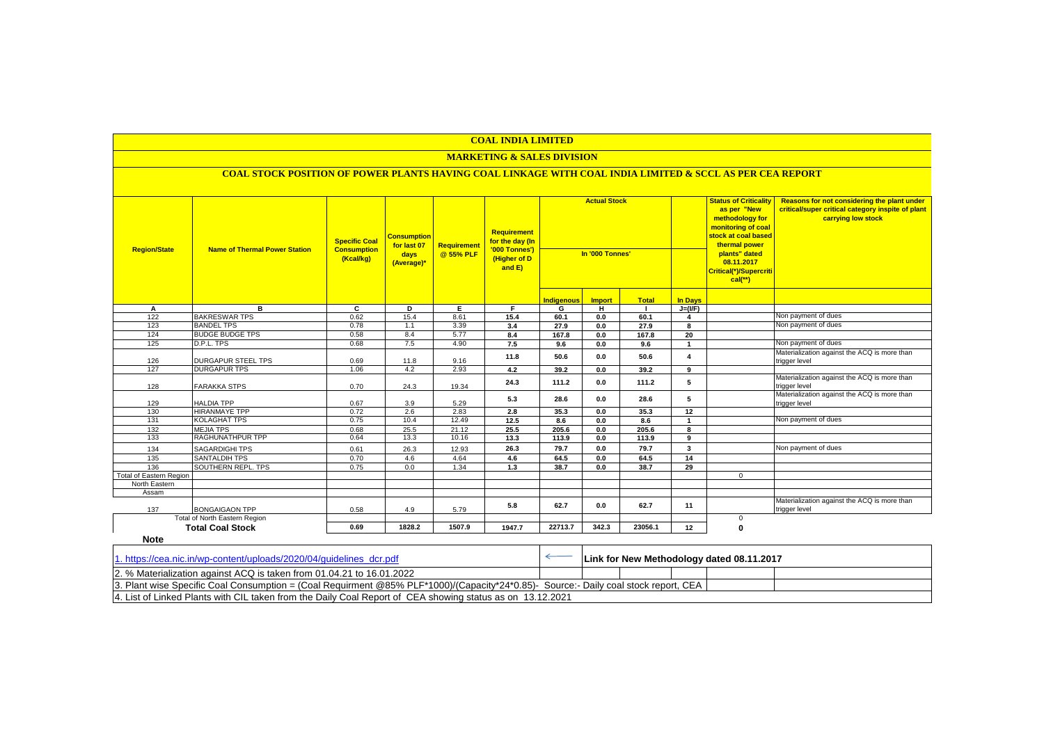# COAL INDIA LIMITED

## MARKETING & SALES DIVISION

### COAL STOCK POSITION OF POWER PLANTS HAVING COAL LINKAGE WITH COAL INDIA LIMITED & SCCL AS PER CEA REPORT

| Region/State | Name of Thermal Power Station | Specific Coal Consumption (Kcal/kg) | Consumption for last 07 days (Average)* | Requirement @ 55% PLF | Requirement for the day (In '000 Tonnes') (Higher of D and E) | Actual Stock In '000 Tonnes' | | | | Status of Criticality as per "New methodology for monitoring of coal stock at coal based thermal power plants" dated 08.11.2017 Critical(*)/Supercritical(**) | Reasons for not considering the plant under critical/super critical category inspite of plant carrying low stock |
|---|---|---|---|---|---|---|---|---|---|---|---|
| | | | | | | Indigenous | Import | Total | In Days | | |
| A | B | C | D | E | F | G | H | I | J=(I/F) | | |
| 122 | BAKRESWAR TPS | 0.62 | 15.4 | 8.61 | 15.4 | 60.1 | 0.0 | 60.1 | 4 | | Non payment of dues |
| 123 | BANDEL TPS | 0.78 | 1.1 | 3.39 | 3.4 | 27.9 | 0.0 | 27.9 | 8 | | Non payment of dues |
| 124 | BUDGE BUDGE TPS | 0.58 | 8.4 | 5.77 | 8.4 | 167.8 | 0.0 | 167.8 | 20 | | |
| 125 | D.P.L. TPS | 0.68 | 7.5 | 4.90 | 7.5 | 9.6 | 0.0 | 9.6 | 1 | | Non payment of dues |
| 126 | DURGAPUR STEEL TPS | 0.69 | 11.8 | 9.16 | 11.8 | 50.6 | 0.0 | 50.6 | 4 | | Materialization against the ACQ is more than trigger level |
| 127 | DURGAPUR TPS | 1.06 | 4.2 | 2.93 | 4.2 | 39.2 | 0.0 | 39.2 | 9 | | |
| 128 | FARAKKA STPS | 0.70 | 24.3 | 19.34 | 24.3 | 111.2 | 0.0 | 111.2 | 5 | | Materialization against the ACQ is more than trigger level |
| 129 | HALDIA TPP | 0.67 | 3.9 | 5.29 | 5.3 | 28.6 | 0.0 | 28.6 | 5 | | Materialization against the ACQ is more than trigger level |
| 130 | HIRANMAYE TPP | 0.72 | 2.6 | 2.83 | 2.8 | 35.3 | 0.0 | 35.3 | 12 | | |
| 131 | KOLAGHAT TPS | 0.75 | 10.4 | 12.49 | 12.5 | 8.6 | 0.0 | 8.6 | 1 | | Non payment of dues |
| 132 | MEJIA TPS | 0.68 | 25.5 | 21.12 | 25.5 | 205.6 | 0.0 | 205.6 | 8 | | |
| 133 | RAGHUNATHPUR TPP | 0.64 | 13.3 | 10.16 | 13.3 | 113.9 | 0.0 | 113.9 | 9 | | |
| 134 | SAGARDIGHI TPS | 0.61 | 26.3 | 12.93 | 26.3 | 79.7 | 0.0 | 79.7 | 3 | | Non payment of dues |
| 135 | SANTALDIH TPS | 0.70 | 4.6 | 4.64 | 4.6 | 64.5 | 0.0 | 64.5 | 14 | | |
| 136 | SOUTHERN REPL. TPS | 0.75 | 0.0 | 1.34 | 1.3 | 38.7 | 0.0 | 38.7 | 29 | | |
| Total of Eastern Region | | | | | | | | | | 0 | |
| North Eastern | | | | | | | | | | | |
| Assam | | | | | | | | | | | |
| 137 | BONGAIGAON TPP | 0.58 | 4.9 | 5.79 | 5.8 | 62.7 | 0.0 | 62.7 | 11 | | Materialization against the ACQ is more than trigger level |
| Total of North Eastern Region | | | | | | | | | | 0 | |
| **Total Coal Stock** | | 0.69 | 1828.2 | 1507.9 | 1947.7 | 22713.7 | 342.3 | 23056.1 | 12 | 0 | |

**Note**

1. https://cea.nic.in/wp-content/uploads/2020/04/guidelines_dcr.pdf ← **Link for New Methodology dated 08.11.2017**

2. % Materialization against ACQ is taken from 01.04.21 to 16.01.2022

3. Plant wise Specific Coal Consumption = (Coal Requirment @85% PLF*1000)/(Capacity*24*0.85)- Source:- Daily coal stock report, CEA

4. List of Linked Plants with CIL taken from the Daily Coal Report of CEA showing status as on 13.12.2021